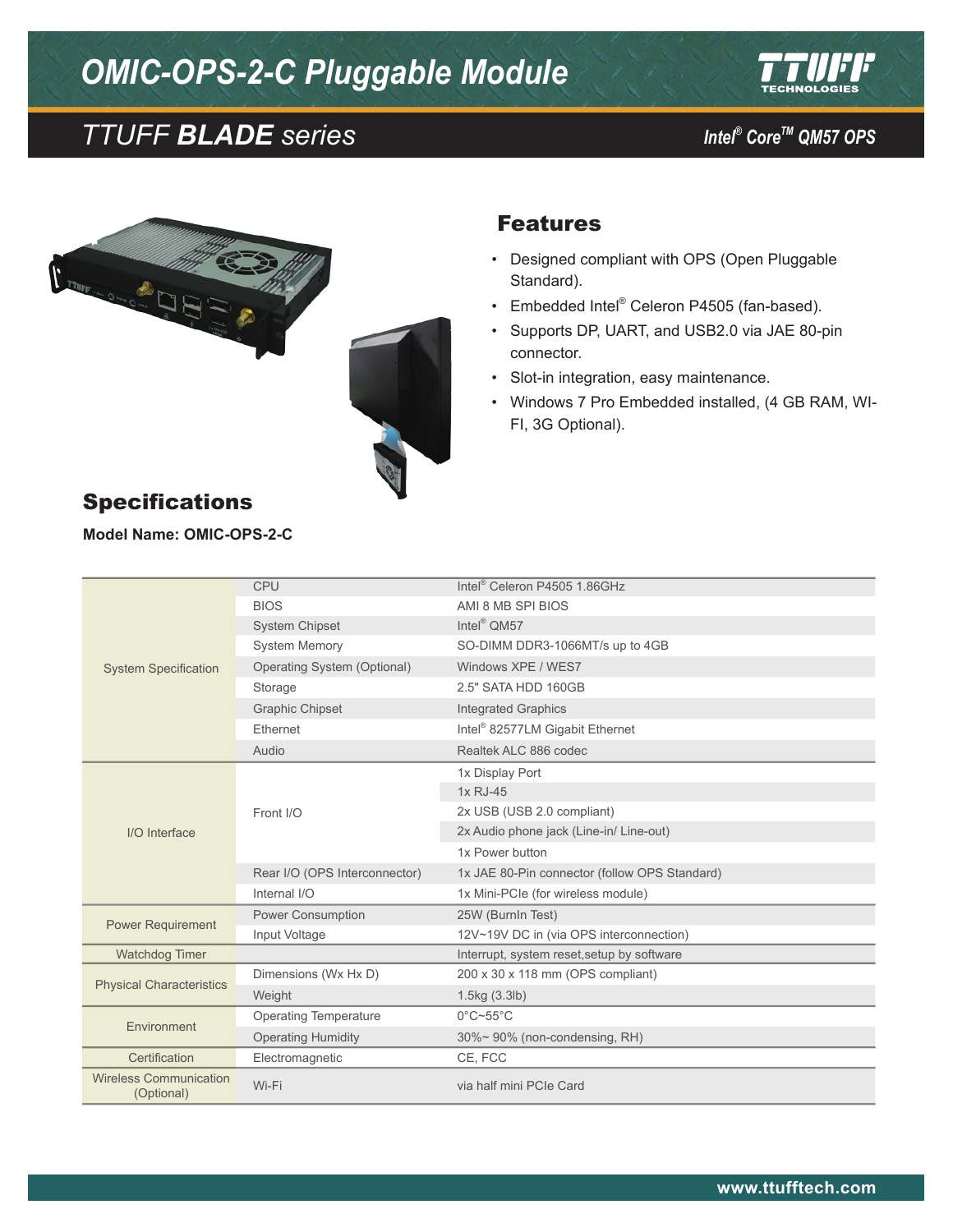# OMIC-OPS-2-C Pluggable Module

## TTUFF *BLADE* series

Intel® Core™ QM57 OPS

## Features

- Designed compliant with OPS (Open Pluggable Standard).
- Embedded Intel® Celeron P4505 (fan-based).
- Supports DP, UART, and USB2.0 via JAE 80-pin connector.
- Slot-in integration, easy maintenance.
- Windows 7 Pro Embedded installed, (4 GB RAM, WI-FI, 3G Optional).

## Specifications

**Model Name: OMIC-OPS-2-C**

| | | |
|---|---|---|
| System Specification | CPU | Intel® Celeron P4505 1.86GHz |
| | BIOS | AMI 8 MB SPI BIOS |
| | System Chipset | Intel® QM57 |
| | System Memory | SO-DIMM DDR3-1066MT/s up to 4GB |
| | Operating System (Optional) | Windows XPE / WES7 |
| | Storage | 2.5" SATA HDD 160GB |
| | Graphic Chipset | Integrated Graphics |
| | Ethernet | Intel® 82577LM Gigabit Ethernet |
| | Audio | Realtek ALC 886 codec |
| I/O Interface | Front I/O | 1x Display Port |
| | | 1x RJ-45 |
| | | 2x USB (USB 2.0 compliant) |
| | | 2x Audio phone jack (Line-in/ Line-out) |
| | | 1x Power button |
| | Rear I/O (OPS Interconnector) | 1x JAE 80-Pin connector (follow OPS Standard) |
| | Internal I/O | 1x Mini-PCIe (for wireless module) |
| Power Requirement | Power Consumption | 25W (BurnIn Test) |
| | Input Voltage | 12V~19V DC in (via OPS interconnection) |
| Watchdog Timer | | Interrupt, system reset,setup by software |
| Physical Characteristics | Dimensions (Wx Hx D) | 200 x 30 x 118 mm (OPS compliant) |
| | Weight | 1.5kg (3.3lb) |
| Environment | Operating Temperature | 0°C~55°C |
| | Operating Humidity | 30%~ 90% (non-condensing, RH) |
| Certification | Electromagnetic | CE, FCC |
| Wireless Communication (Optional) | Wi-Fi | via half mini PCIe Card |

www.ttufftech.com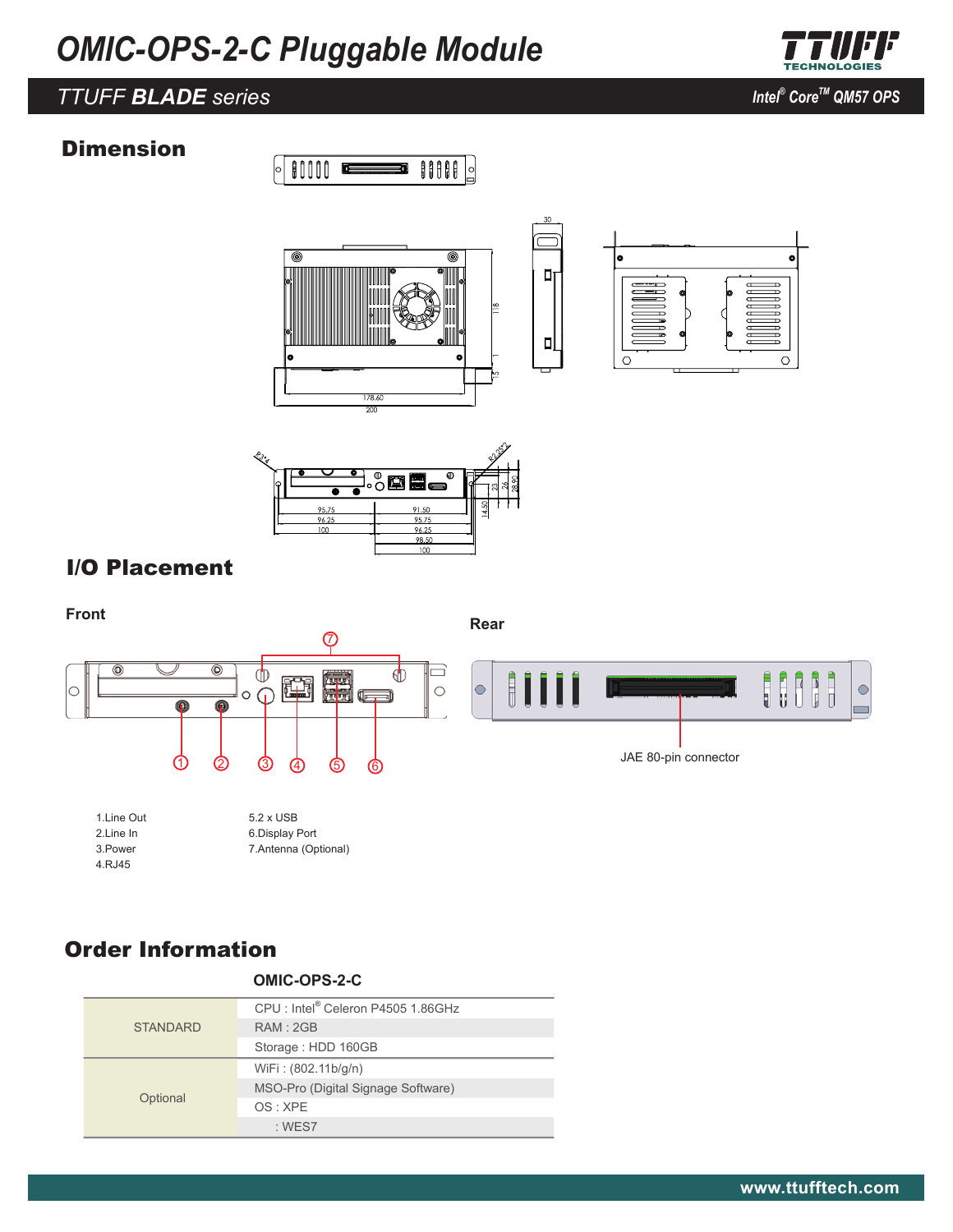# OMIC-OPS-2-C Pluggable Module

TTUFF **BLADE** series

Intel® Core™ QM57 OPS

## Dimension

30

118

15

178.60

200

R3.4

R2.25*2

95.75

96.25

100

91.50

95.75

96.25

98.50

100

14.50

23

26

28.90

## I/O Placement

**Front**

**Rear**

JAE 80-pin connector

1.Line Out
2.Line In
3.Power
4.RJ45
5.2 x USB
6.Display Port
7.Antenna (Optional)

## Order Information

**OMIC-OPS-2-C**

| | |
|---|---|
| STANDARD | CPU : Intel® Celeron P4505 1.86GHz |
| | RAM : 2GB |
| | Storage : HDD 160GB |
| Optional | WiFi : (802.11b/g/n) |
| | MSO-Pro (Digital Signage Software) |
| | OS : XPE |
| | : WES7 |

www.ttufftech.com